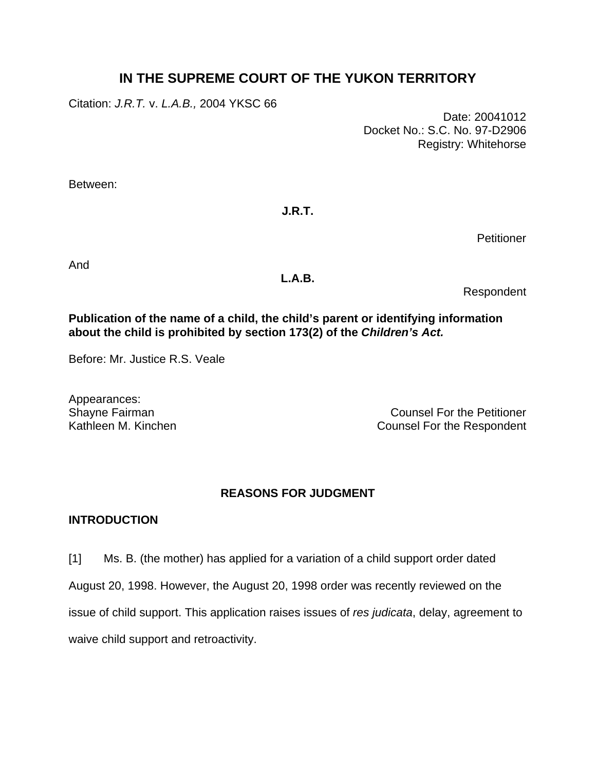# IN THE SUPREME COURT OF THE YUKON TERRITORY

Citation: *J.R.T.* v. *L.A.B.,* 2004 YKSC 66

Date: 20041012
Docket No.: S.C. No. 97-D2906
Registry: Whitehorse

Between:

**J.R.T.**

Petitioner

And

**L.A.B.**

Respondent

**Publication of the name of a child, the child's parent or identifying information about the child is prohibited by section 173(2) of the *Children's Act.***

Before: Mr. Justice R.S. Veale

Appearances:
Shayne Fairman — Counsel For the Petitioner
Kathleen M. Kinchen — Counsel For the Respondent

## REASONS FOR JUDGMENT

### INTRODUCTION

[1] Ms. B. (the mother) has applied for a variation of a child support order dated August 20, 1998. However, the August 20, 1998 order was recently reviewed on the issue of child support. This application raises issues of *res judicata*, delay, agreement to waive child support and retroactivity.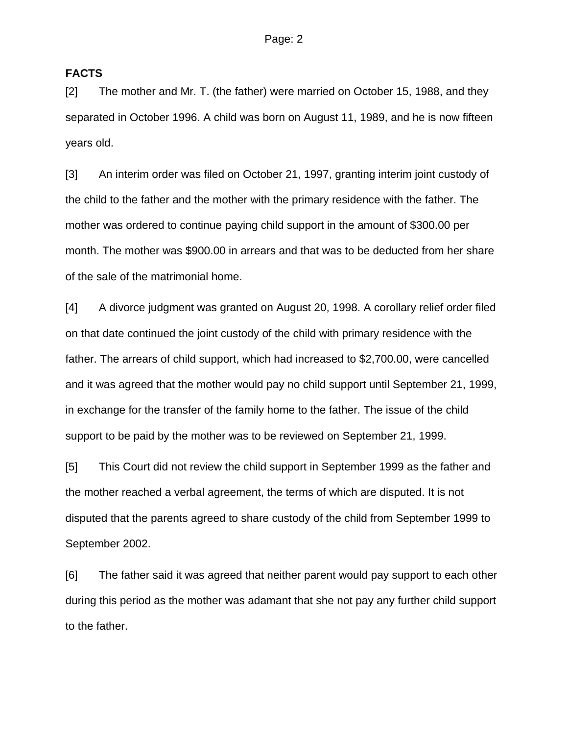**FACTS**

[2] The mother and Mr. T. (the father) were married on October 15, 1988, and they separated in October 1996. A child was born on August 11, 1989, and he is now fifteen years old.

[3] An interim order was filed on October 21, 1997, granting interim joint custody of the child to the father and the mother with the primary residence with the father. The mother was ordered to continue paying child support in the amount of $300.00 per month. The mother was $900.00 in arrears and that was to be deducted from her share of the sale of the matrimonial home.

[4] A divorce judgment was granted on August 20, 1998. A corollary relief order filed on that date continued the joint custody of the child with primary residence with the father. The arrears of child support, which had increased to $2,700.00, were cancelled and it was agreed that the mother would pay no child support until September 21, 1999, in exchange for the transfer of the family home to the father. The issue of the child support to be paid by the mother was to be reviewed on September 21, 1999.

[5] This Court did not review the child support in September 1999 as the father and the mother reached a verbal agreement, the terms of which are disputed. It is not disputed that the parents agreed to share custody of the child from September 1999 to September 2002.

[6] The father said it was agreed that neither parent would pay support to each other during this period as the mother was adamant that she not pay any further child support to the father.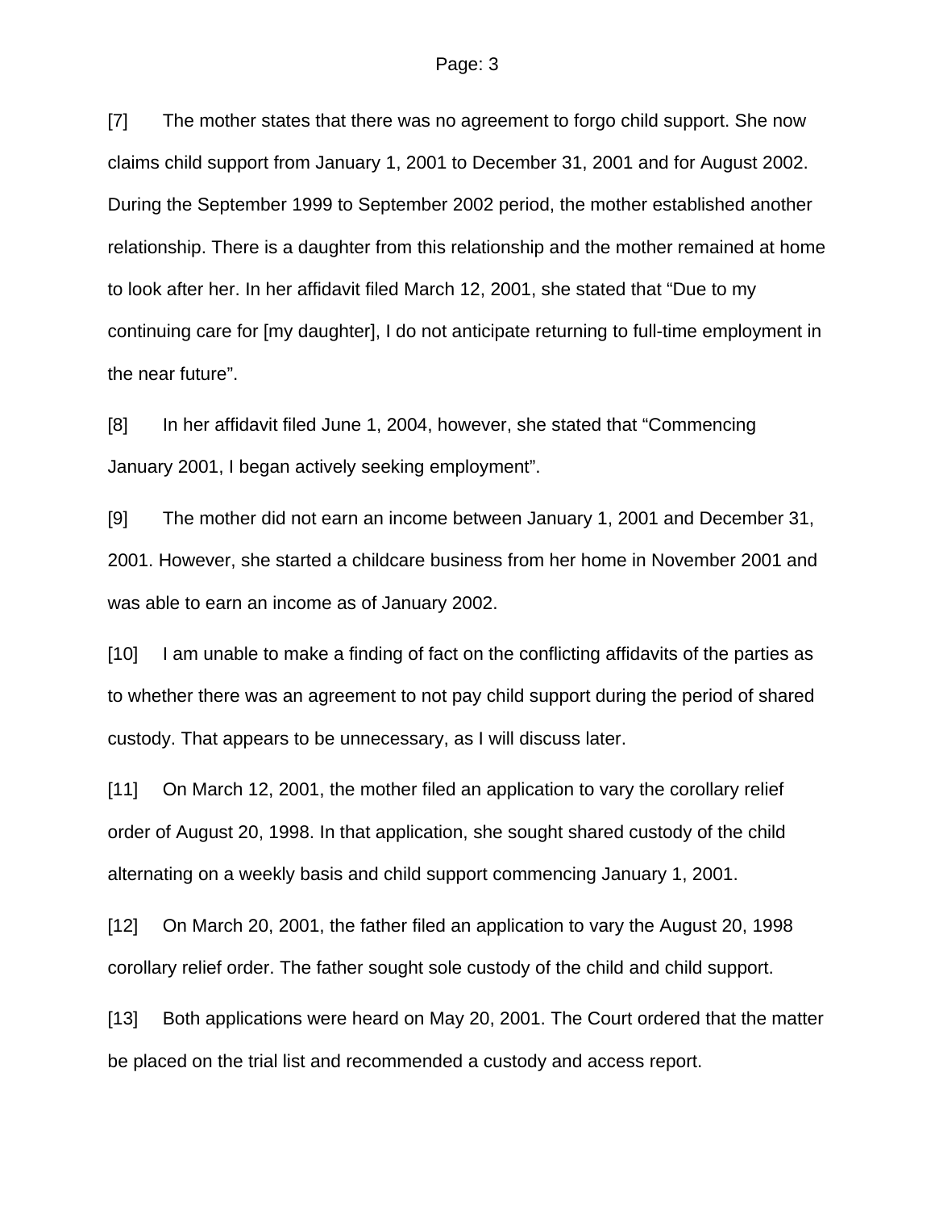[7] The mother states that there was no agreement to forgo child support. She now claims child support from January 1, 2001 to December 31, 2001 and for August 2002. During the September 1999 to September 2002 period, the mother established another relationship. There is a daughter from this relationship and the mother remained at home to look after her. In her affidavit filed March 12, 2001, she stated that “Due to my continuing care for [my daughter], I do not anticipate returning to full-time employment in the near future”.

[8] In her affidavit filed June 1, 2004, however, she stated that “Commencing January 2001, I began actively seeking employment”.

[9] The mother did not earn an income between January 1, 2001 and December 31, 2001. However, she started a childcare business from her home in November 2001 and was able to earn an income as of January 2002.

[10] I am unable to make a finding of fact on the conflicting affidavits of the parties as to whether there was an agreement to not pay child support during the period of shared custody. That appears to be unnecessary, as I will discuss later.

[11] On March 12, 2001, the mother filed an application to vary the corollary relief order of August 20, 1998. In that application, she sought shared custody of the child alternating on a weekly basis and child support commencing January 1, 2001.

[12] On March 20, 2001, the father filed an application to vary the August 20, 1998 corollary relief order. The father sought sole custody of the child and child support.

[13] Both applications were heard on May 20, 2001. The Court ordered that the matter be placed on the trial list and recommended a custody and access report.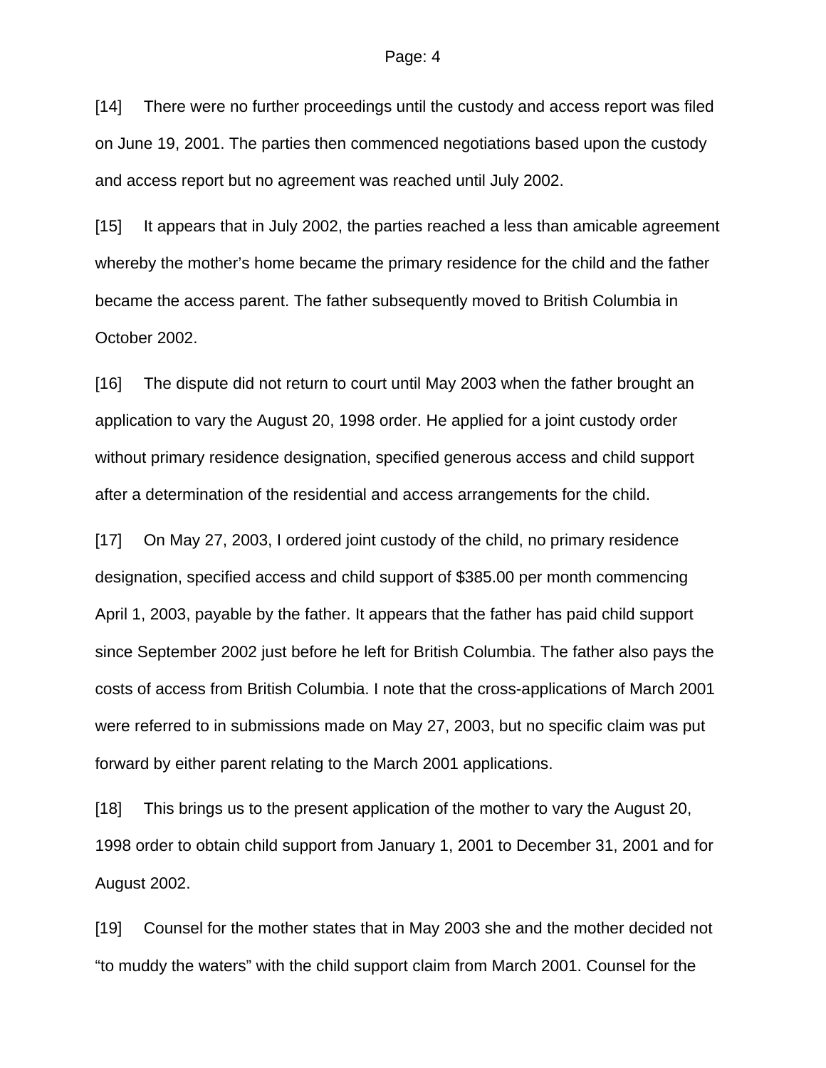[14] There were no further proceedings until the custody and access report was filed on June 19, 2001. The parties then commenced negotiations based upon the custody and access report but no agreement was reached until July 2002.

[15] It appears that in July 2002, the parties reached a less than amicable agreement whereby the mother's home became the primary residence for the child and the father became the access parent. The father subsequently moved to British Columbia in October 2002.

[16] The dispute did not return to court until May 2003 when the father brought an application to vary the August 20, 1998 order. He applied for a joint custody order without primary residence designation, specified generous access and child support after a determination of the residential and access arrangements for the child.

[17] On May 27, 2003, I ordered joint custody of the child, no primary residence designation, specified access and child support of $385.00 per month commencing April 1, 2003, payable by the father. It appears that the father has paid child support since September 2002 just before he left for British Columbia. The father also pays the costs of access from British Columbia. I note that the cross-applications of March 2001 were referred to in submissions made on May 27, 2003, but no specific claim was put forward by either parent relating to the March 2001 applications.

[18] This brings us to the present application of the mother to vary the August 20, 1998 order to obtain child support from January 1, 2001 to December 31, 2001 and for August 2002.

[19] Counsel for the mother states that in May 2003 she and the mother decided not "to muddy the waters" with the child support claim from March 2001. Counsel for the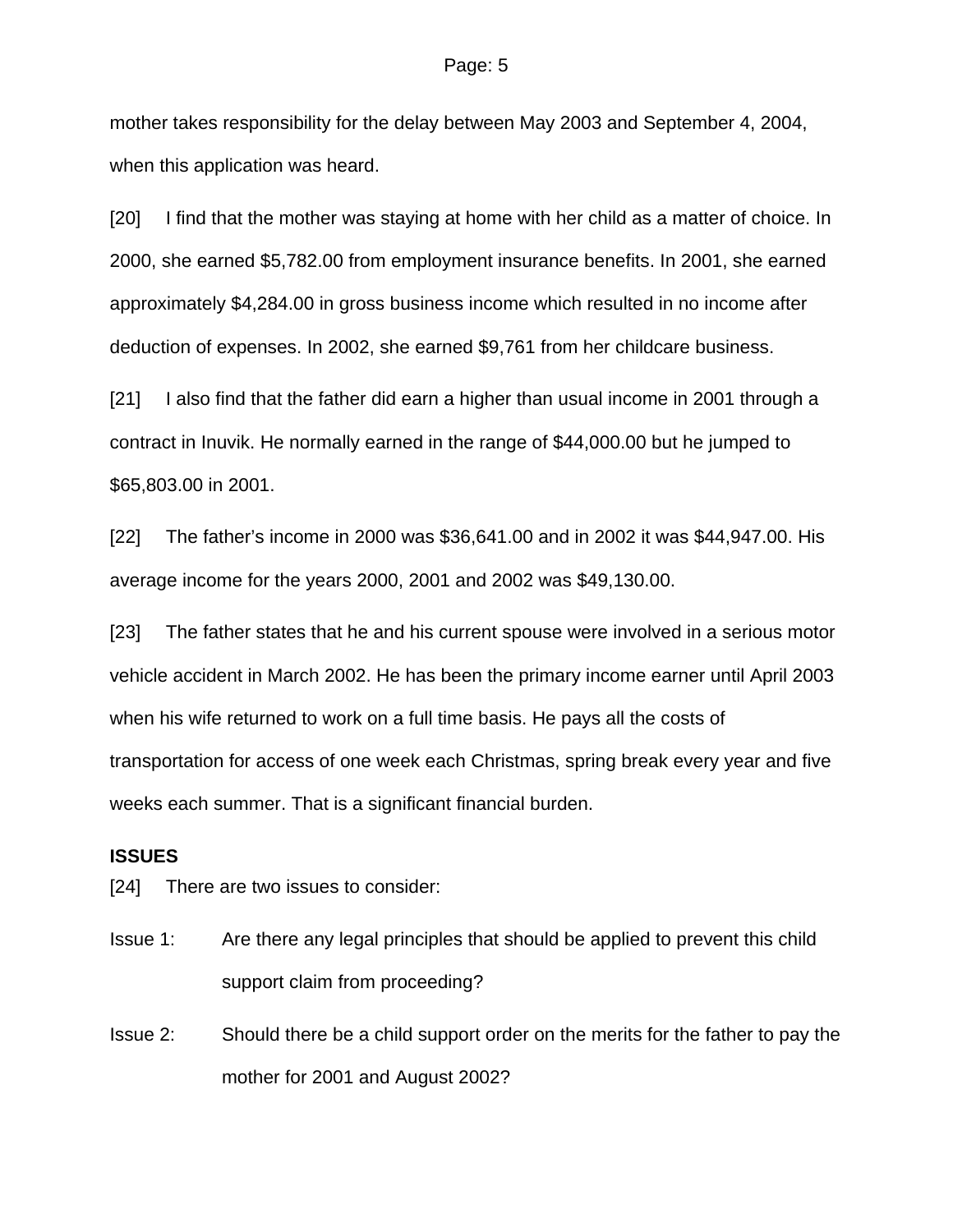mother takes responsibility for the delay between May 2003 and September 4, 2004, when this application was heard.

[20] I find that the mother was staying at home with her child as a matter of choice. In 2000, she earned $5,782.00 from employment insurance benefits. In 2001, she earned approximately $4,284.00 in gross business income which resulted in no income after deduction of expenses. In 2002, she earned $9,761 from her childcare business.

[21] I also find that the father did earn a higher than usual income in 2001 through a contract in Inuvik. He normally earned in the range of $44,000.00 but he jumped to $65,803.00 in 2001.

[22] The father's income in 2000 was $36,641.00 and in 2002 it was $44,947.00. His average income for the years 2000, 2001 and 2002 was $49,130.00.

[23] The father states that he and his current spouse were involved in a serious motor vehicle accident in March 2002. He has been the primary income earner until April 2003 when his wife returned to work on a full time basis. He pays all the costs of transportation for access of one week each Christmas, spring break every year and five weeks each summer. That is a significant financial burden.

**ISSUES**

[24] There are two issues to consider:

Issue 1: Are there any legal principles that should be applied to prevent this child support claim from proceeding?

Issue 2: Should there be a child support order on the merits for the father to pay the mother for 2001 and August 2002?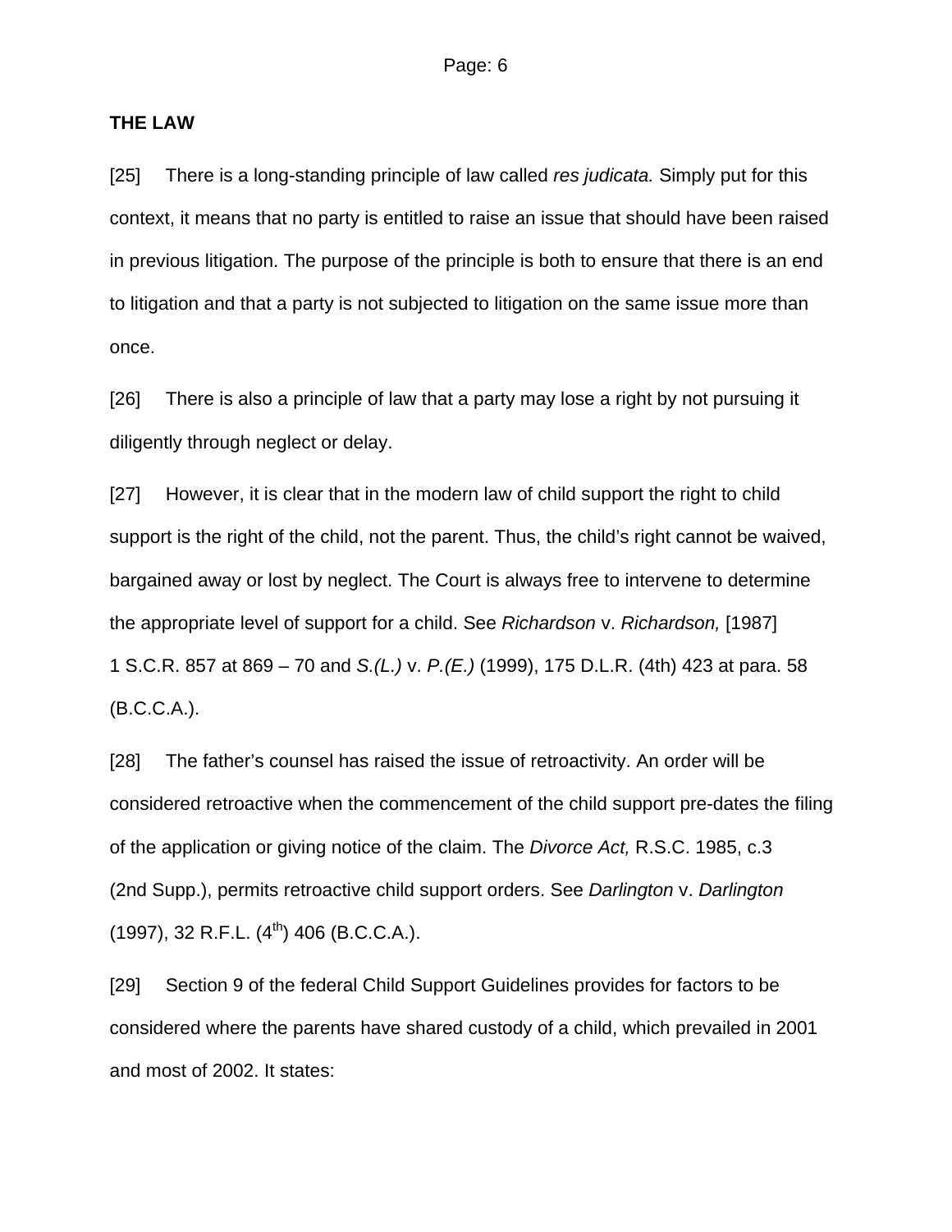**THE LAW**

[25] There is a long-standing principle of law called *res judicata.* Simply put for this context, it means that no party is entitled to raise an issue that should have been raised in previous litigation. The purpose of the principle is both to ensure that there is an end to litigation and that a party is not subjected to litigation on the same issue more than once.

[26] There is also a principle of law that a party may lose a right by not pursuing it diligently through neglect or delay.

[27] However, it is clear that in the modern law of child support the right to child support is the right of the child, not the parent. Thus, the child's right cannot be waived, bargained away or lost by neglect. The Court is always free to intervene to determine the appropriate level of support for a child. See *Richardson* v. *Richardson,* [1987] 1 S.C.R. 857 at 869 – 70 and *S.(L.)* v. *P.(E.)* (1999), 175 D.L.R. (4th) 423 at para. 58 (B.C.C.A.).

[28] The father's counsel has raised the issue of retroactivity. An order will be considered retroactive when the commencement of the child support pre-dates the filing of the application or giving notice of the claim. The *Divorce Act,* R.S.C. 1985, c.3 (2nd Supp.), permits retroactive child support orders. See *Darlington* v. *Darlington* (1997), 32 R.F.L. (4th) 406 (B.C.C.A.).

[29] Section 9 of the federal Child Support Guidelines provides for factors to be considered where the parents have shared custody of a child, which prevailed in 2001 and most of 2002. It states: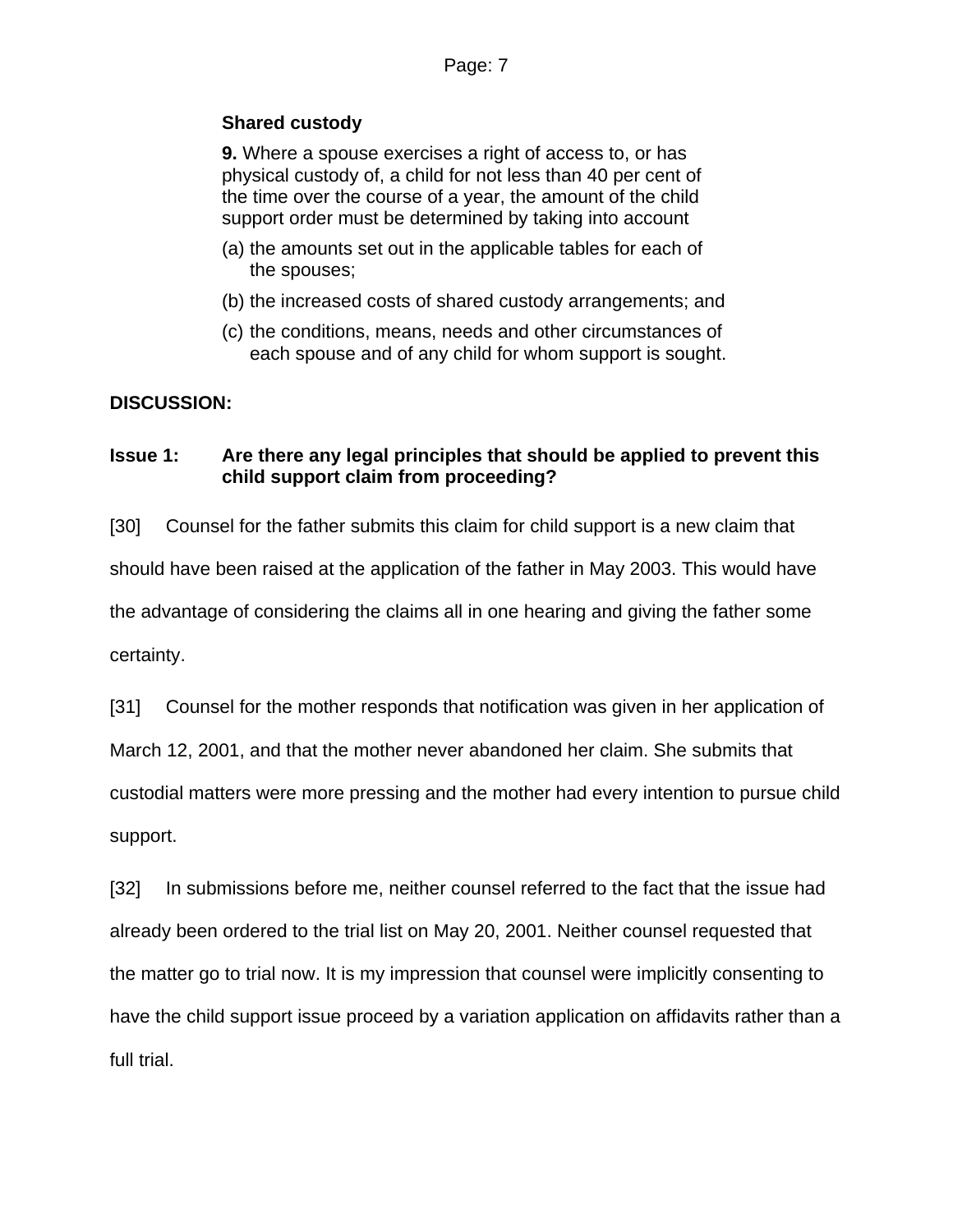**Shared custody**

**9.** Where a spouse exercises a right of access to, or has physical custody of, a child for not less than 40 per cent of the time over the course of a year, the amount of the child support order must be determined by taking into account

(a) the amounts set out in the applicable tables for each of the spouses;

(b) the increased costs of shared custody arrangements; and

(c) the conditions, means, needs and other circumstances of each spouse and of any child for whom support is sought.

**DISCUSSION:**

**Issue 1: Are there any legal principles that should be applied to prevent this child support claim from proceeding?**

[30] Counsel for the father submits this claim for child support is a new claim that should have been raised at the application of the father in May 2003. This would have the advantage of considering the claims all in one hearing and giving the father some certainty.

[31] Counsel for the mother responds that notification was given in her application of March 12, 2001, and that the mother never abandoned her claim. She submits that custodial matters were more pressing and the mother had every intention to pursue child support.

[32] In submissions before me, neither counsel referred to the fact that the issue had already been ordered to the trial list on May 20, 2001. Neither counsel requested that the matter go to trial now. It is my impression that counsel were implicitly consenting to have the child support issue proceed by a variation application on affidavits rather than a full trial.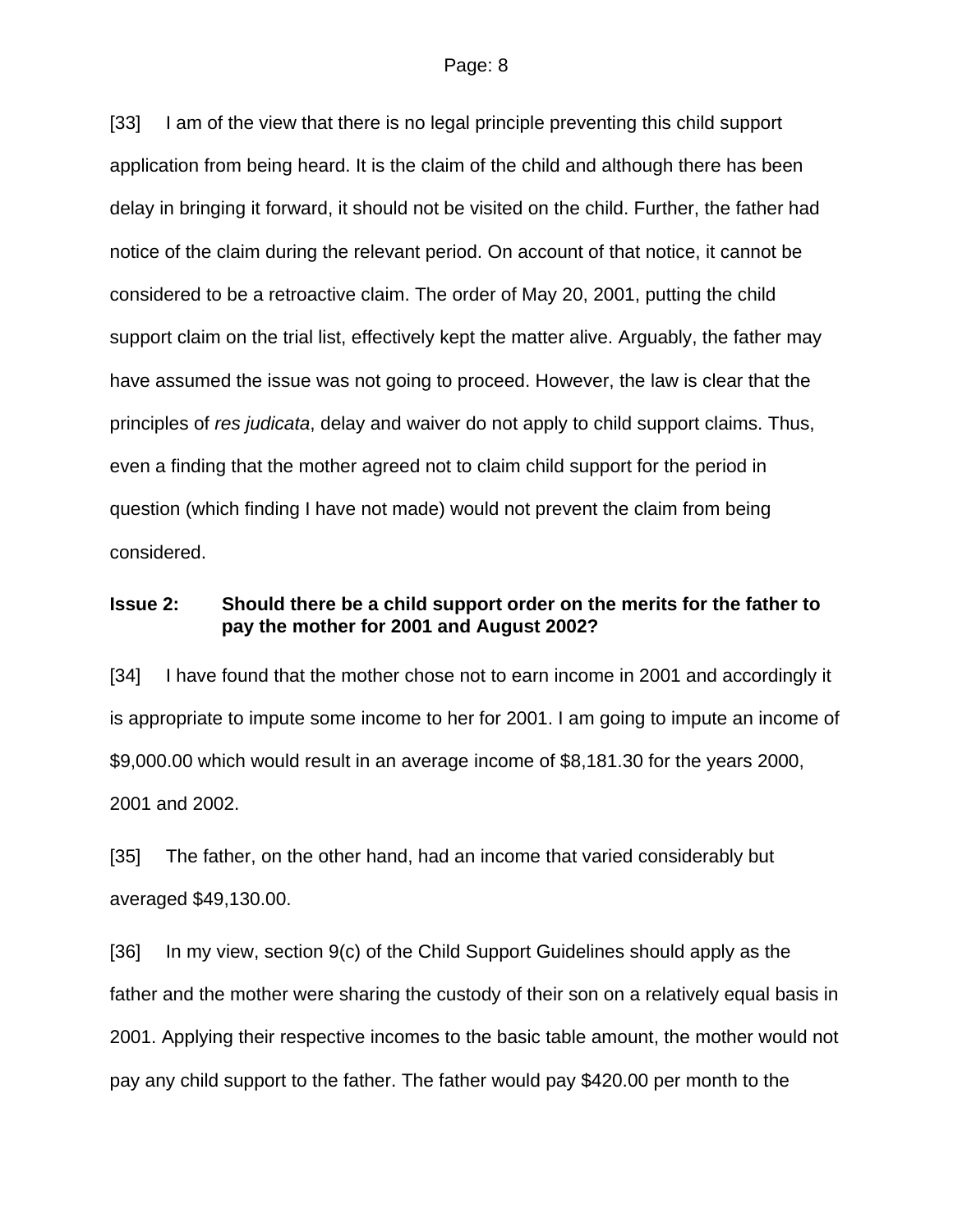[33] I am of the view that there is no legal principle preventing this child support application from being heard. It is the claim of the child and although there has been delay in bringing it forward, it should not be visited on the child. Further, the father had notice of the claim during the relevant period. On account of that notice, it cannot be considered to be a retroactive claim. The order of May 20, 2001, putting the child support claim on the trial list, effectively kept the matter alive. Arguably, the father may have assumed the issue was not going to proceed. However, the law is clear that the principles of *res judicata*, delay and waiver do not apply to child support claims. Thus, even a finding that the mother agreed not to claim child support for the period in question (which finding I have not made) would not prevent the claim from being considered.

**Issue 2: Should there be a child support order on the merits for the father to pay the mother for 2001 and August 2002?**

[34] I have found that the mother chose not to earn income in 2001 and accordingly it is appropriate to impute some income to her for 2001. I am going to impute an income of $9,000.00 which would result in an average income of $8,181.30 for the years 2000, 2001 and 2002.

[35] The father, on the other hand, had an income that varied considerably but averaged $49,130.00.

[36] In my view, section 9(c) of the Child Support Guidelines should apply as the father and the mother were sharing the custody of their son on a relatively equal basis in 2001. Applying their respective incomes to the basic table amount, the mother would not pay any child support to the father. The father would pay $420.00 per month to the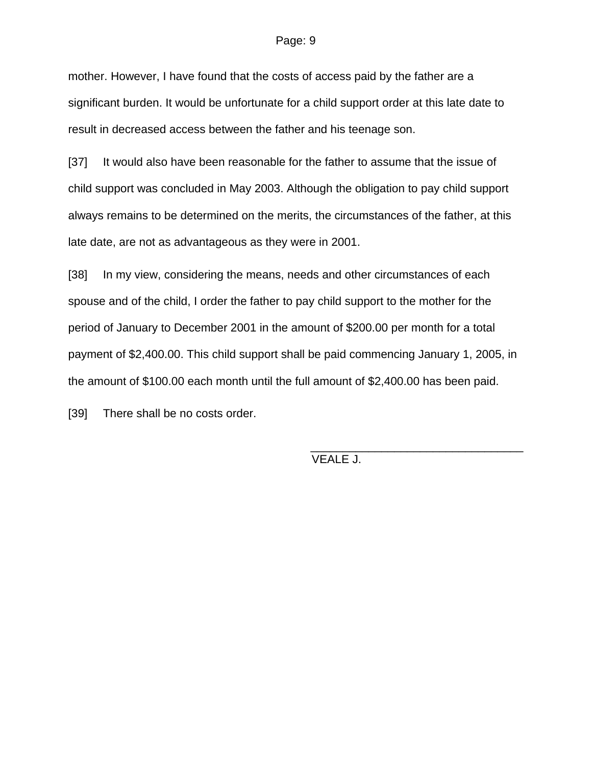mother. However, I have found that the costs of access paid by the father are a significant burden. It would be unfortunate for a child support order at this late date to result in decreased access between the father and his teenage son.

[37] It would also have been reasonable for the father to assume that the issue of child support was concluded in May 2003. Although the obligation to pay child support always remains to be determined on the merits, the circumstances of the father, at this late date, are not as advantageous as they were in 2001.

[38] In my view, considering the means, needs and other circumstances of each spouse and of the child, I order the father to pay child support to the mother for the period of January to December 2001 in the amount of $200.00 per month for a total payment of $2,400.00. This child support shall be paid commencing January 1, 2005, in the amount of $100.00 each month until the full amount of $2,400.00 has been paid.

[39] There shall be no costs order.

\_\_\_\_\_\_\_\_\_\_\_\_\_\_\_\_\_\_\_\_\_\_\_\_\_\_\_\_\_\_\_\_

VEALE J.